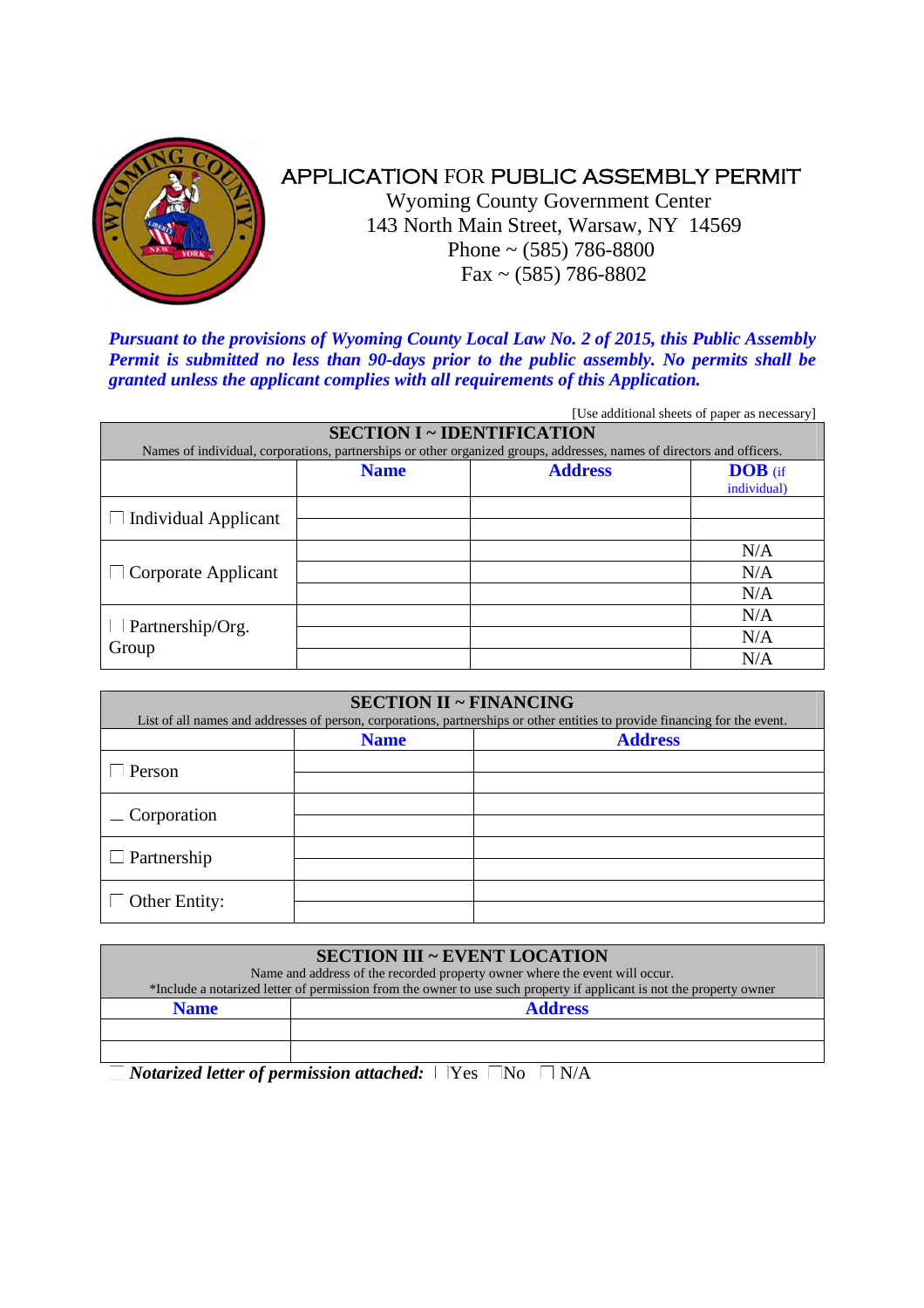# APPLICATION FOR PUBLIC ASSEMBLY PERMIT

Wyoming County Government Center
143 North Main Street, Warsaw, NY 14569
Phone ~ (585) 786-8800
Fax ~ (585) 786-8802

***Pursuant to the provisions of Wyoming County Local Law No. 2 of 2015, this Public Assembly Permit is submitted no less than 90-days prior to the public assembly. No permits shall be granted unless the applicant complies with all requirements of this Application.***

[Use additional sheets of paper as necessary]

**SECTION I ~ IDENTIFICATION**

Names of individual, corporations, partnerships or other organized groups, addresses, names of directors and officers.

| | Name | Address | DOB (if individual) |
|---|---|---|---|
| ☐ Individual Applicant | | | |
| | | | |
| ☐ Corporate Applicant | | | N/A |
| | | | N/A |
| | | | N/A |
| ☐ Partnership/Org. Group | | | N/A |
| | | | N/A |
| | | | N/A |

**SECTION II ~ FINANCING**

List of all names and addresses of person, corporations, partnerships or other entities to provide financing for the event.

| | Name | Address |
|---|---|---|
| ☐ Person | | |
| | | |
| ☐ Corporation | | |
| | | |
| ☐ Partnership | | |
| | | |
| ☐ Other Entity: | | |
| | | |

**SECTION III ~ EVENT LOCATION**

Name and address of the recorded property owner where the event will occur.
*Include a notarized letter of permission from the owner to use such property if applicant is not the property owner

| Name | Address |
|---|---|
| | |
| | |

***Notarized letter of permission attached:*** ☐ Yes ☐ No ☐ N/A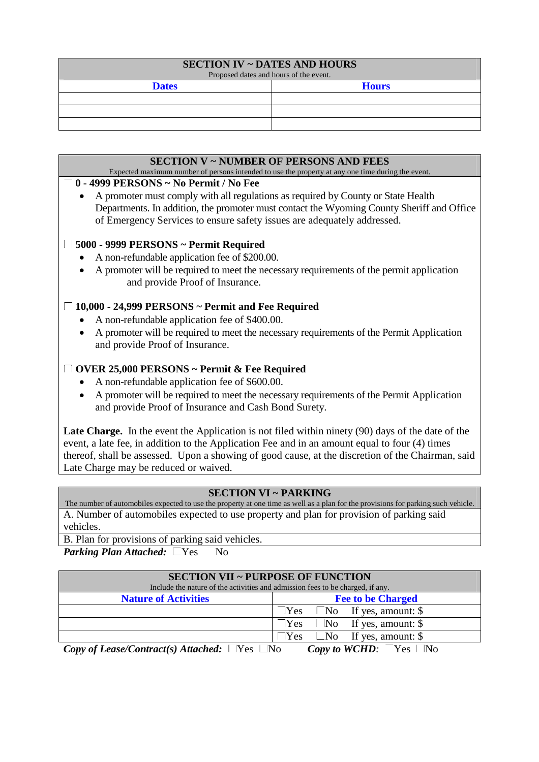## SECTION IV ~ DATES AND HOURS

Proposed dates and hours of the event.

| Dates | Hours |
| --- | --- |
| | |
| | |
| | |

## SECTION V ~ NUMBER OF PERSONS AND FEES

Expected maximum number of persons intended to use the property at any one time during the event.

☐ **0 - 4999 PERSONS ~ No Permit / No Fee**

- A promoter must comply with all regulations as required by County or State Health Departments. In addition, the promoter must contact the Wyoming County Sheriff and Office of Emergency Services to ensure safety issues are adequately addressed.

☐ **5000 - 9999 PERSONS ~ Permit Required**

- A non-refundable application fee of $200.00.
- A promoter will be required to meet the necessary requirements of the permit application and provide Proof of Insurance.

☐ **10,000 - 24,999 PERSONS ~ Permit and Fee Required**

- A non-refundable application fee of $400.00.
- A promoter will be required to meet the necessary requirements of the Permit Application and provide Proof of Insurance.

☐ **OVER 25,000 PERSONS ~ Permit & Fee Required**

- A non-refundable application fee of $600.00.
- A promoter will be required to meet the necessary requirements of the Permit Application and provide Proof of Insurance and Cash Bond Surety.

**Late Charge.** In the event the Application is not filed within ninety (90) days of the date of the event, a late fee, in addition to the Application Fee and in an amount equal to four (4) times thereof, shall be assessed. Upon a showing of good cause, at the discretion of the Chairman, said Late Charge may be reduced or waived.

## SECTION VI ~ PARKING

The number of automobiles expected to use the property at one time as well as a plan for the provisions for parking such vehicle.

A. Number of automobiles expected to use property and plan for provision of parking said vehicles.

B. Plan for provisions of parking said vehicles.

***Parking Plan Attached:*** ☐Yes ☐No

## SECTION VII ~ PURPOSE OF FUNCTION

Include the nature of the activities and admission fees to be charged, if any.

| Nature of Activities | Fee to be Charged |
| --- | --- |
| | ☐Yes ☐No If yes, amount: $ |
| | ☐Yes ☐No If yes, amount: $ |
| | ☐Yes ☐No If yes, amount: $ |

***Copy of Lease/Contract(s) Attached:*** ☐Yes ☐No ***Copy to WCHD:*** ☐Yes ☐No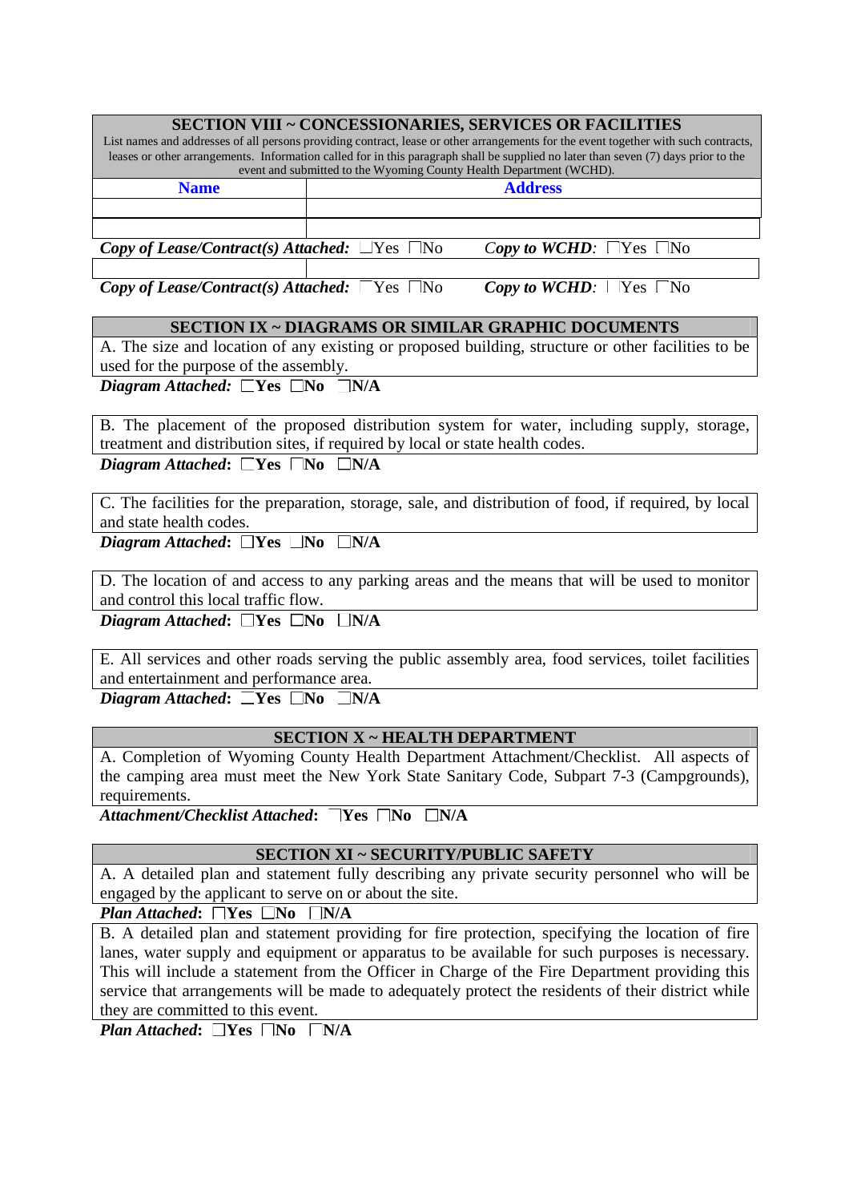## SECTION VIII ~ CONCESSIONARIES, SERVICES OR FACILITIES

List names and addresses of all persons providing contract, lease or other arrangements for the event together with such contracts, leases or other arrangements. Information called for in this paragraph shall be supplied no later than seven (7) days prior to the event and submitted to the Wyoming County Health Department (WCHD).

| Name | Address |
|---|---|
| | |
| | |

***Copy of Lease/Contract(s) Attached:*** ☐Yes ☐No ***Copy to WCHD:*** ☐Yes ☐No

| | |
|---|---|
| | |

***Copy of Lease/Contract(s) Attached:*** ☐Yes ☐No ***Copy to WCHD:*** ☐Yes ☐No

## SECTION IX ~ DIAGRAMS OR SIMILAR GRAPHIC DOCUMENTS

A. The size and location of any existing or proposed building, structure or other facilities to be used for the purpose of the assembly.

***Diagram Attached:*** ☐**Yes** ☐**No** ☐**N/A**

B. The placement of the proposed distribution system for water, including supply, storage, treatment and distribution sites, if required by local or state health codes.

***Diagram Attached*:** ☐**Yes** ☐**No** ☐**N/A**

C. The facilities for the preparation, storage, sale, and distribution of food, if required, by local and state health codes.

***Diagram Attached*:** ☐**Yes** ☐**No** ☐**N/A**

D. The location of and access to any parking areas and the means that will be used to monitor and control this local traffic flow.

***Diagram Attached*:** ☐**Yes** ☐**No** ☐**N/A**

E. All services and other roads serving the public assembly area, food services, toilet facilities and entertainment and performance area.

***Diagram Attached*:** ☐**Yes** ☐**No** ☐**N/A**

## SECTION X ~ HEALTH DEPARTMENT

A. Completion of Wyoming County Health Department Attachment/Checklist. All aspects of the camping area must meet the New York State Sanitary Code, Subpart 7-3 (Campgrounds), requirements.

***Attachment/Checklist Attached*:** ☐**Yes** ☐**No** ☐**N/A**

## SECTION XI ~ SECURITY/PUBLIC SAFETY

A. A detailed plan and statement fully describing any private security personnel who will be engaged by the applicant to serve on or about the site.

***Plan Attached*:** ☐**Yes** ☐**No** ☐**N/A**

B. A detailed plan and statement providing for fire protection, specifying the location of fire lanes, water supply and equipment or apparatus to be available for such purposes is necessary. This will include a statement from the Officer in Charge of the Fire Department providing this service that arrangements will be made to adequately protect the residents of their district while they are committed to this event.

***Plan Attached*:** ☐**Yes** ☐**No** ☐**N/A**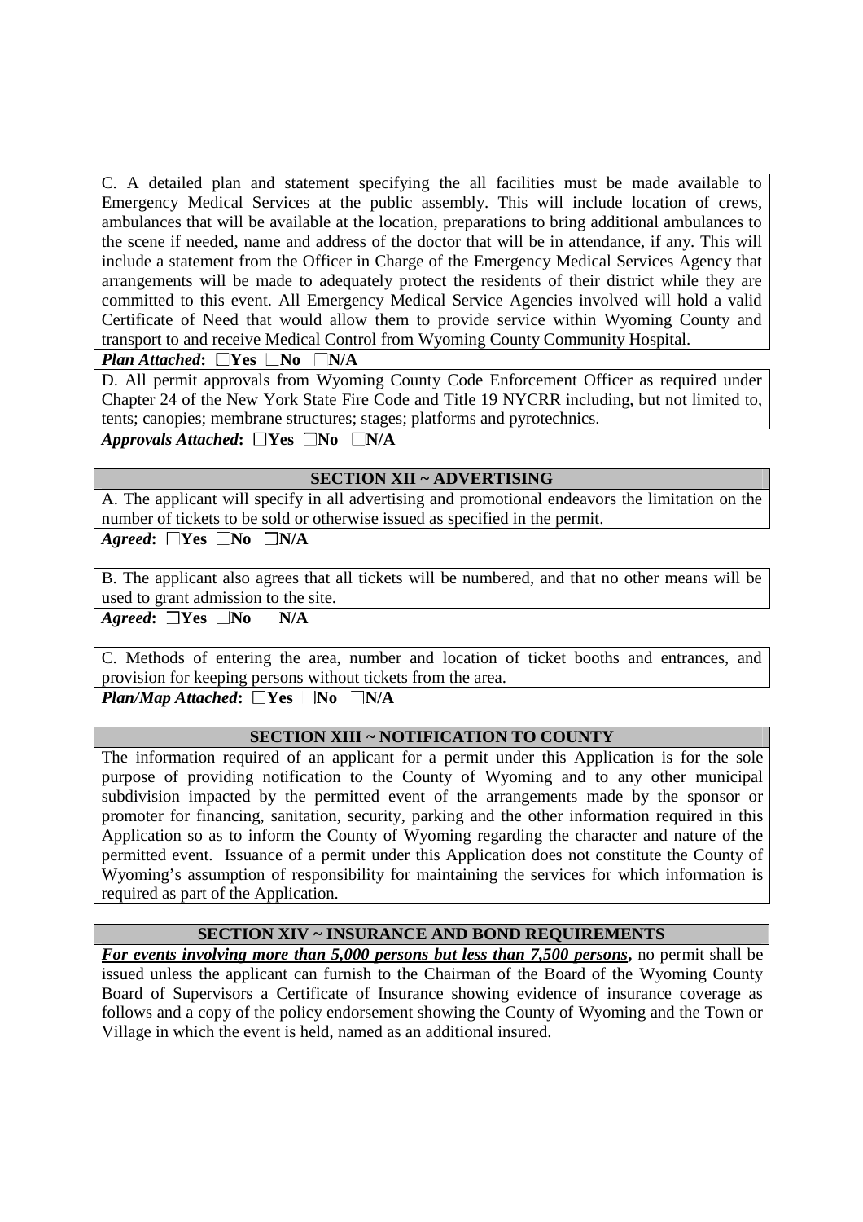C. A detailed plan and statement specifying the all facilities must be made available to Emergency Medical Services at the public assembly. This will include location of crews, ambulances that will be available at the location, preparations to bring additional ambulances to the scene if needed, name and address of the doctor that will be in attendance, if any. This will include a statement from the Officer in Charge of the Emergency Medical Services Agency that arrangements will be made to adequately protect the residents of their district while they are committed to this event. All Emergency Medical Service Agencies involved will hold a valid Certificate of Need that would allow them to provide service within Wyoming County and transport to and receive Medical Control from Wyoming County Community Hospital.

***Plan Attached*:** ☐**Yes** ☐**No** ☐**N/A**

D. All permit approvals from Wyoming County Code Enforcement Officer as required under Chapter 24 of the New York State Fire Code and Title 19 NYCRR including, but not limited to, tents; canopies; membrane structures; stages; platforms and pyrotechnics.

***Approvals Attached*:** ☐**Yes** ☐**No** ☐**N/A**

## SECTION XII ~ ADVERTISING

A. The applicant will specify in all advertising and promotional endeavors the limitation on the number of tickets to be sold or otherwise issued as specified in the permit.

***Agreed*:** ☐**Yes** ☐**No** ☐**N/A**

B. The applicant also agrees that all tickets will be numbered, and that no other means will be used to grant admission to the site.

***Agreed*:** ☐**Yes** ☐**No** ☐**N/A**

C. Methods of entering the area, number and location of ticket booths and entrances, and provision for keeping persons without tickets from the area.

***Plan/Map Attached*:** ☐**Yes** ☐**No** ☐**N/A**

## SECTION XIII ~ NOTIFICATION TO COUNTY

The information required of an applicant for a permit under this Application is for the sole purpose of providing notification to the County of Wyoming and to any other municipal subdivision impacted by the permitted event of the arrangements made by the sponsor or promoter for financing, sanitation, security, parking and the other information required in this Application so as to inform the County of Wyoming regarding the character and nature of the permitted event. Issuance of a permit under this Application does not constitute the County of Wyoming's assumption of responsibility for maintaining the services for which information is required as part of the Application.

## SECTION XIV ~ INSURANCE AND BOND REQUIREMENTS

***For events involving more than 5,000 persons but less than 7,500 persons*,** no permit shall be issued unless the applicant can furnish to the Chairman of the Board of the Wyoming County Board of Supervisors a Certificate of Insurance showing evidence of insurance coverage as follows and a copy of the policy endorsement showing the County of Wyoming and the Town or Village in which the event is held, named as an additional insured.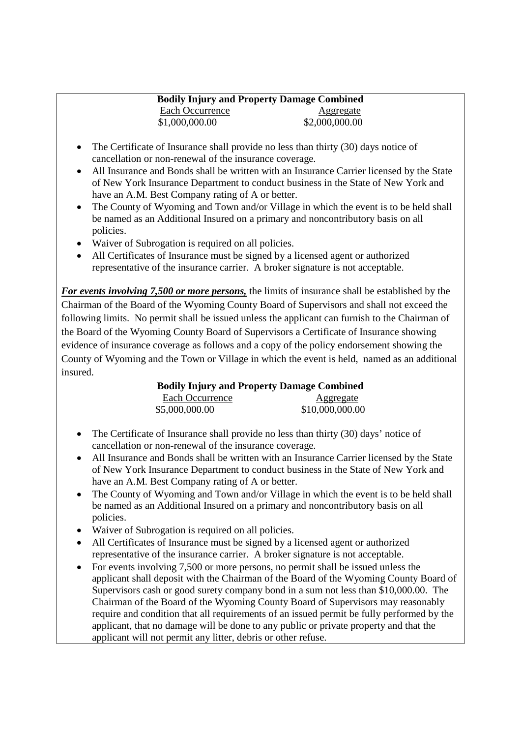**Bodily Injury and Property Damage Combined**

| Each Occurrence | Aggregate |
| --- | --- |
| $1,000,000.00 | $2,000,000.00 |

- The Certificate of Insurance shall provide no less than thirty (30) days notice of cancellation or non-renewal of the insurance coverage.
- All Insurance and Bonds shall be written with an Insurance Carrier licensed by the State of New York Insurance Department to conduct business in the State of New York and have an A.M. Best Company rating of A or better.
- The County of Wyoming and Town and/or Village in which the event is to be held shall be named as an Additional Insured on a primary and noncontributory basis on all policies.
- Waiver of Subrogation is required on all policies.
- All Certificates of Insurance must be signed by a licensed agent or authorized representative of the insurance carrier. A broker signature is not acceptable.

***For events involving 7,500 or more persons,*** the limits of insurance shall be established by the Chairman of the Board of the Wyoming County Board of Supervisors and shall not exceed the following limits. No permit shall be issued unless the applicant can furnish to the Chairman of the Board of the Wyoming County Board of Supervisors a Certificate of Insurance showing evidence of insurance coverage as follows and a copy of the policy endorsement showing the County of Wyoming and the Town or Village in which the event is held, named as an additional insured.

**Bodily Injury and Property Damage Combined**

| Each Occurrence | Aggregate |
| --- | --- |
| $5,000,000.00 | $10,000,000.00 |

- The Certificate of Insurance shall provide no less than thirty (30) days' notice of cancellation or non-renewal of the insurance coverage.
- All Insurance and Bonds shall be written with an Insurance Carrier licensed by the State of New York Insurance Department to conduct business in the State of New York and have an A.M. Best Company rating of A or better.
- The County of Wyoming and Town and/or Village in which the event is to be held shall be named as an Additional Insured on a primary and noncontributory basis on all policies.
- Waiver of Subrogation is required on all policies.
- All Certificates of Insurance must be signed by a licensed agent or authorized representative of the insurance carrier. A broker signature is not acceptable.
- For events involving 7,500 or more persons, no permit shall be issued unless the applicant shall deposit with the Chairman of the Board of the Wyoming County Board of Supervisors cash or good surety company bond in a sum not less than $10,000.00. The Chairman of the Board of the Wyoming County Board of Supervisors may reasonably require and condition that all requirements of an issued permit be fully performed by the applicant, that no damage will be done to any public or private property and that the applicant will not permit any litter, debris or other refuse.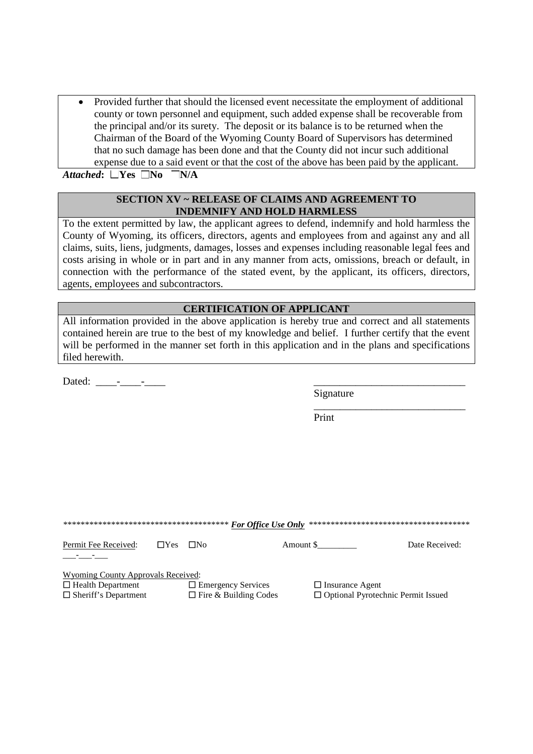- Provided further that should the licensed event necessitate the employment of additional county or town personnel and equipment, such added expense shall be recoverable from the principal and/or its surety. The deposit or its balance is to be returned when the Chairman of the Board of the Wyoming County Board of Supervisors has determined that no such damage has been done and that the County did not incur such additional expense due to a said event or that the cost of the above has been paid by the applicant.

***Attached*:** ☐**Yes** ☐**No** ☐**N/A**

## SECTION XV ~ RELEASE OF CLAIMS AND AGREEMENT TO INDEMNIFY AND HOLD HARMLESS

To the extent permitted by law, the applicant agrees to defend, indemnify and hold harmless the County of Wyoming, its officers, directors, agents and employees from and against any and all claims, suits, liens, judgments, damages, losses and expenses including reasonable legal fees and costs arising in whole or in part and in any manner from acts, omissions, breach or default, in connection with the performance of the stated event, by the applicant, its officers, directors, agents, employees and subcontractors.

## CERTIFICATION OF APPLICANT

All information provided in the above application is hereby true and correct and all statements contained herein are true to the best of my knowledge and belief. I further certify that the event will be performed in the manner set forth in this application and in the plans and specifications filed herewith.

Dated: ____-____-____

______________________________
Signature

______________________________
Print

*************************************** ***For Office Use Only*** *************************************

Permit Fee Received: ☐Yes ☐No Amount $_________ Date Received: ___-___-___

Wyoming County Approvals Received:

☐ Health Department ☐ Emergency Services ☐ Insurance Agent

☐ Sheriff's Department ☐ Fire & Building Codes ☐ Optional Pyrotechnic Permit Issued